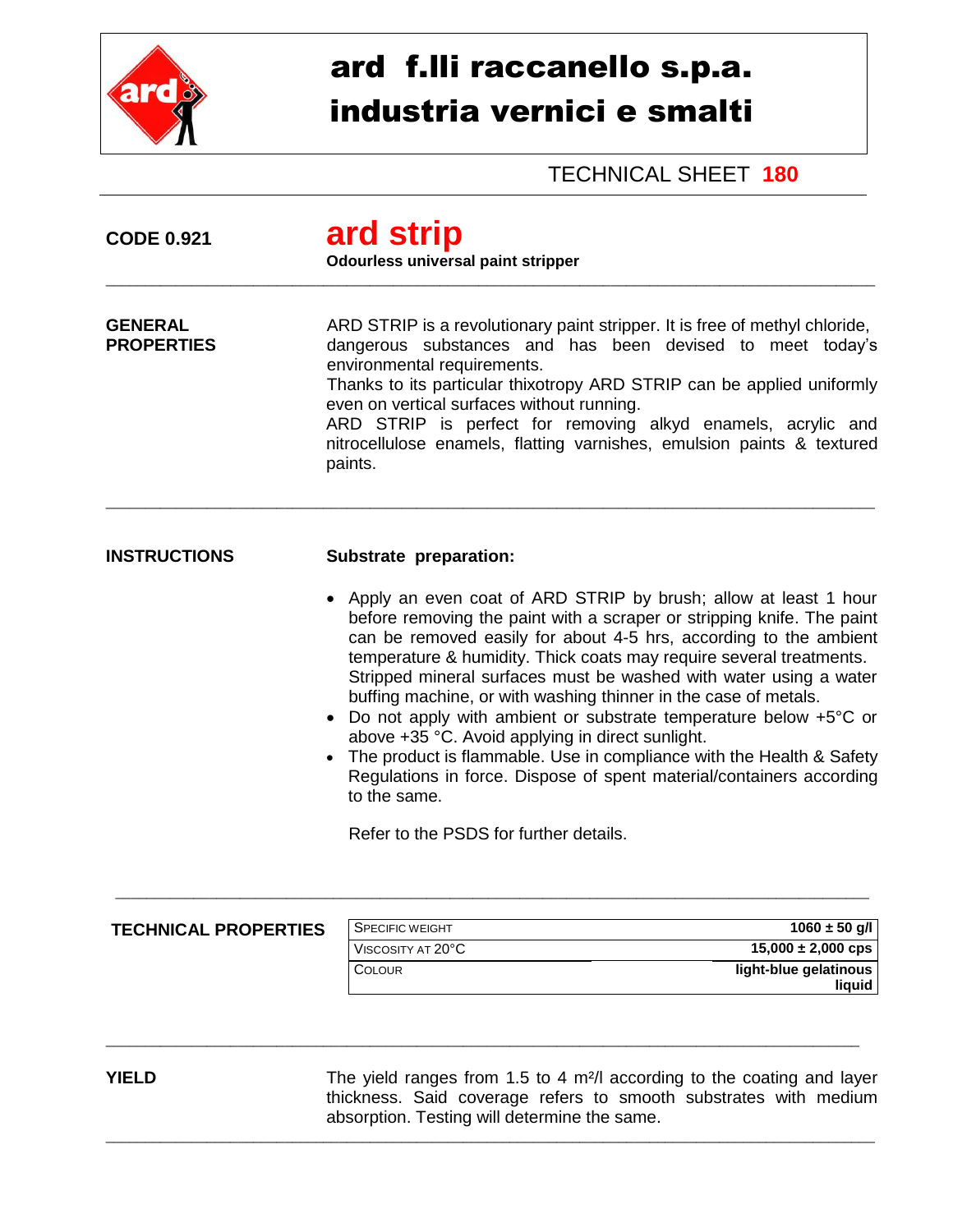# ard f.lli raccanello s.p.a.
# industria vernici e smalti

TECHNICAL SHEET **180**

**CODE 0.921**

## ard strip

**Odourless universal paint stripper**

---

**GENERAL PROPERTIES**

ARD STRIP is a revolutionary paint stripper. It is free of methyl chloride, dangerous substances and has been devised to meet today's environmental requirements.
Thanks to its particular thixotropy ARD STRIP can be applied uniformly even on vertical surfaces without running.
ARD STRIP is perfect for removing alkyd enamels, acrylic and nitrocellulose enamels, flatting varnishes, emulsion paints & textured paints.

---

**INSTRUCTIONS**

**Substrate preparation:**

- Apply an even coat of ARD STRIP by brush; allow at least 1 hour before removing the paint with a scraper or stripping knife. The paint can be removed easily for about 4-5 hrs, according to the ambient temperature & humidity. Thick coats may require several treatments. Stripped mineral surfaces must be washed with water using a water buffing machine, or with washing thinner in the case of metals.
- Do not apply with ambient or substrate temperature below +5°C or above +35 °C. Avoid applying in direct sunlight.
- The product is flammable. Use in compliance with the Health & Safety Regulations in force. Dispose of spent material/containers according to the same.

Refer to the PSDS for further details.

---

**TECHNICAL PROPERTIES**

| | |
|---|---|
| SPECIFIC WEIGHT | **1060 ± 50 g/l** |
| VISCOSITY AT 20°C | **15,000 ± 2,000 cps** |
| COLOUR | **light-blue gelatinous liquid** |

---

**YIELD**

The yield ranges from 1.5 to 4 m²/l according to the coating and layer thickness. Said coverage refers to smooth substrates with medium absorption. Testing will determine the same.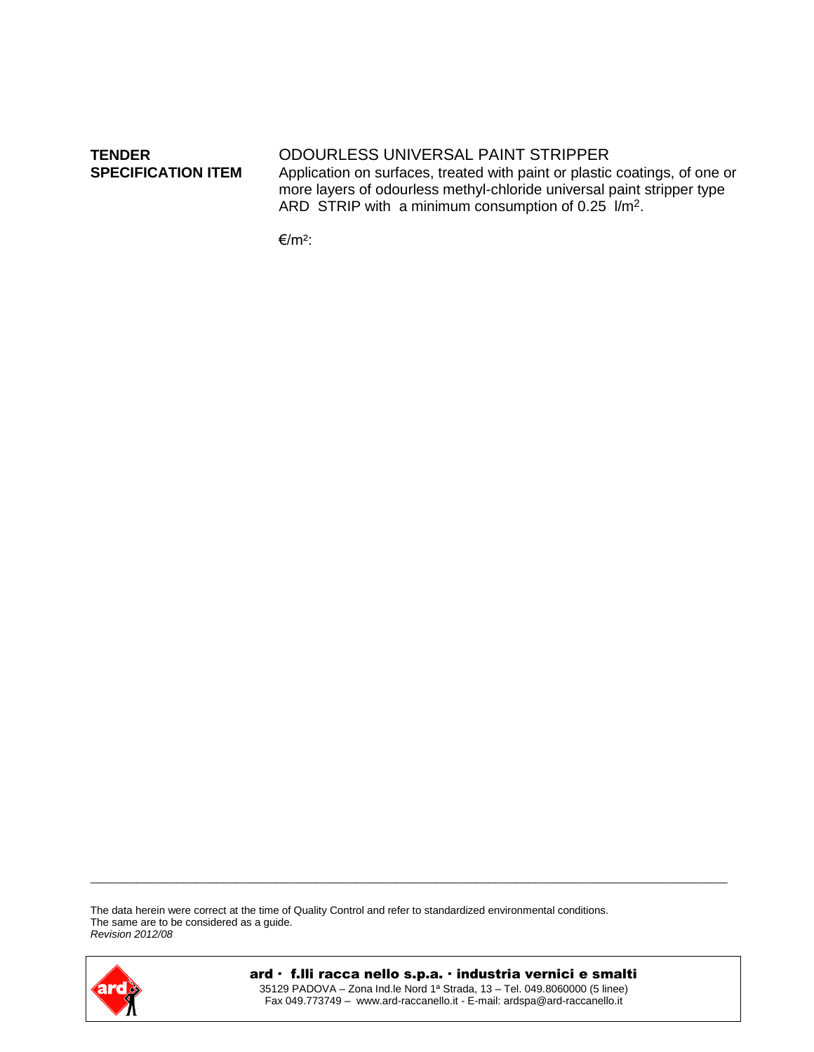**TENDER SPECIFICATION ITEM**

ODOURLESS UNIVERSAL PAINT STRIPPER

Application on surfaces, treated with paint or plastic coatings, of one or more layers of odourless methyl-chloride universal paint stripper type ARD STRIP with a minimum consumption of 0.25 l/m$^2$.

€/m$^2$:

---

The data herein were correct at the time of Quality Control and refer to standardized environmental conditions.
The same are to be considered as a guide.
*Revision 2012/08*

**ard · f.lli racca nello s.p.a. · industria vernici e smalti**
35129 PADOVA – Zona Ind.le Nord 1ª Strada, 13 – Tel. 049.8060000 (5 linee)
Fax 049.773749 – www.ard-raccanello.it - E-mail: ardspa@ard-raccanello.it